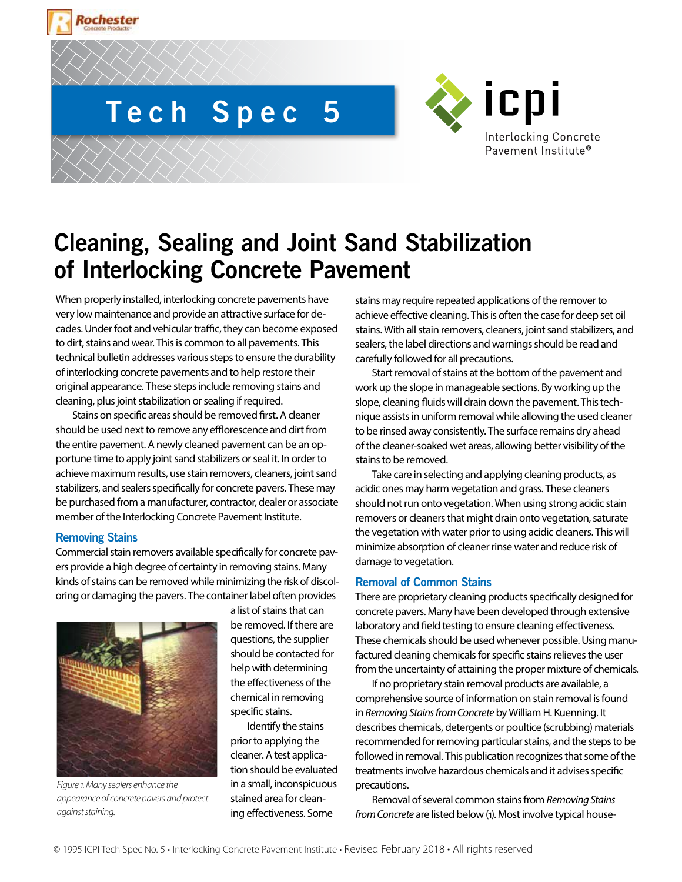# Tech Spec 5

# Cleaning, Sealing and Joint Sand Stabilization of Interlocking Concrete Pavement

When properly installed, interlocking concrete pavements have very low maintenance and provide an attractive surface for decades. Under foot and vehicular traffic, they can become exposed to dirt, stains and wear. This is common to all pavements. This technical bulletin addresses various steps to ensure the durability of interlocking concrete pavements and to help restore their original appearance. These steps include removing stains and cleaning, plus joint stabilization or sealing if required.

Stains on specific areas should be removed first. A cleaner should be used next to remove any efflorescence and dirt from the entire pavement. A newly cleaned pavement can be an opportune time to apply joint sand stabilizers or seal it. In order to achieve maximum results, use stain removers, cleaners, joint sand stabilizers, and sealers specifically for concrete pavers. These may be purchased from a manufacturer, contractor, dealer or associate member of the Interlocking Concrete Pavement Institute.

## Removing Stains

Commercial stain removers available specifically for concrete pavers provide a high degree of certainty in removing stains. Many kinds of stains can be removed while minimizing the risk of discoloring or damaging the pavers. The container label often provides a list of stains that can be removed. If there are questions, the supplier should be contacted for help with determining the effectiveness of the chemical in removing specific stains.

*Figure 1. Many sealers enhance the appearance of concrete pavers and protect against staining.*

Identify the stains prior to applying the cleaner. A test application should be evaluated in a small, inconspicuous stained area for cleaning effectiveness. Some stains may require repeated applications of the remover to achieve effective cleaning. This is often the case for deep set oil stains. With all stain removers, cleaners, joint sand stabilizers, and sealers, the label directions and warnings should be read and carefully followed for all precautions.

Start removal of stains at the bottom of the pavement and work up the slope in manageable sections. By working up the slope, cleaning fluids will drain down the pavement. This technique assists in uniform removal while allowing the used cleaner to be rinsed away consistently. The surface remains dry ahead of the cleaner-soaked wet areas, allowing better visibility of the stains to be removed.

Take care in selecting and applying cleaning products, as acidic ones may harm vegetation and grass. These cleaners should not run onto vegetation. When using strong acidic stain removers or cleaners that might drain onto vegetation, saturate the vegetation with water prior to using acidic cleaners. This will minimize absorption of cleaner rinse water and reduce risk of damage to vegetation.

## Removal of Common Stains

There are proprietary cleaning products specifically designed for concrete pavers. Many have been developed through extensive laboratory and field testing to ensure cleaning effectiveness. These chemicals should be used whenever possible. Using manufactured cleaning chemicals for specific stains relieves the user from the uncertainty of attaining the proper mixture of chemicals.

If no proprietary stain removal products are available, a comprehensive source of information on stain removal is found in *Removing Stains from Concrete* by William H. Kuenning. It describes chemicals, detergents or poultice (scrubbing) materials recommended for removing particular stains, and the steps to be followed in removal. This publication recognizes that some of the treatments involve hazardous chemicals and it advises specific precautions.

Removal of several common stains from *Removing Stains from Concrete* are listed below (1). Most involve typical house-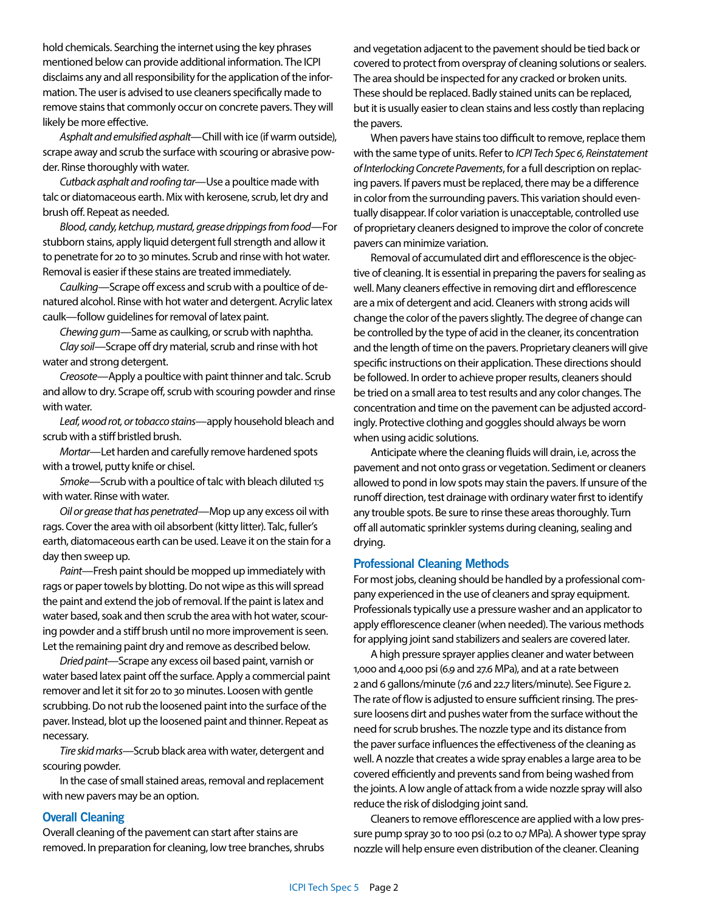hold chemicals. Searching the internet using the key phrases mentioned below can provide additional information. The ICPI disclaims any and all responsibility for the application of the information. The user is advised to use cleaners specifically made to remove stains that commonly occur on concrete pavers. They will likely be more effective.

*Asphalt and emulsified asphalt*—Chill with ice (if warm outside), scrape away and scrub the surface with scouring or abrasive powder. Rinse thoroughly with water.

*Cutback asphalt and roofing tar*—Use a poultice made with talc or diatomaceous earth. Mix with kerosene, scrub, let dry and brush off. Repeat as needed.

*Blood, candy, ketchup, mustard, grease drippings from food*—For stubborn stains, apply liquid detergent full strength and allow it to penetrate for 20 to 30 minutes. Scrub and rinse with hot water. Removal is easier if these stains are treated immediately.

*Caulking*—Scrape off excess and scrub with a poultice of denatured alcohol. Rinse with hot water and detergent. Acrylic latex caulk—follow guidelines for removal of latex paint.

*Chewing gum*—Same as caulking, or scrub with naphtha.

*Clay soil*—Scrape off dry material, scrub and rinse with hot water and strong detergent.

*Creosote*—Apply a poultice with paint thinner and talc. Scrub and allow to dry. Scrape off, scrub with scouring powder and rinse with water.

*Leaf, wood rot, or tobacco stains*—apply household bleach and scrub with a stiff bristled brush.

*Mortar*—Let harden and carefully remove hardened spots with a trowel, putty knife or chisel.

*Smoke*—Scrub with a poultice of talc with bleach diluted 1:5 with water. Rinse with water.

*Oil or grease that has penetrated*—Mop up any excess oil with rags. Cover the area with oil absorbent (kitty litter). Talc, fuller's earth, diatomaceous earth can be used. Leave it on the stain for a day then sweep up.

*Paint*—Fresh paint should be mopped up immediately with rags or paper towels by blotting. Do not wipe as this will spread the paint and extend the job of removal. If the paint is latex and water based, soak and then scrub the area with hot water, scouring powder and a stiff brush until no more improvement is seen. Let the remaining paint dry and remove as described below.

*Dried paint*—Scrape any excess oil based paint, varnish or water based latex paint off the surface. Apply a commercial paint remover and let it sit for 20 to 30 minutes. Loosen with gentle scrubbing. Do not rub the loosened paint into the surface of the paver. Instead, blot up the loosened paint and thinner. Repeat as necessary.

*Tire skid marks*—Scrub black area with water, detergent and scouring powder.

In the case of small stained areas, removal and replacement with new pavers may be an option.

## Overall Cleaning

Overall cleaning of the pavement can start after stains are removed. In preparation for cleaning, low tree branches, shrubs and vegetation adjacent to the pavement should be tied back or covered to protect from overspray of cleaning solutions or sealers. The area should be inspected for any cracked or broken units. These should be replaced. Badly stained units can be replaced, but it is usually easier to clean stains and less costly than replacing the pavers.

When pavers have stains too difficult to remove, replace them with the same type of units. Refer to *ICPI Tech Spec 6, Reinstatement of Interlocking Concrete Pavements*, for a full description on replacing pavers. If pavers must be replaced, there may be a difference in color from the surrounding pavers. This variation should eventually disappear. If color variation is unacceptable, controlled use of proprietary cleaners designed to improve the color of concrete pavers can minimize variation.

Removal of accumulated dirt and efflorescence is the objective of cleaning. It is essential in preparing the pavers for sealing as well. Many cleaners effective in removing dirt and efflorescence are a mix of detergent and acid. Cleaners with strong acids will change the color of the pavers slightly. The degree of change can be controlled by the type of acid in the cleaner, its concentration and the length of time on the pavers. Proprietary cleaners will give specific instructions on their application. These directions should be followed. In order to achieve proper results, cleaners should be tried on a small area to test results and any color changes. The concentration and time on the pavement can be adjusted accordingly. Protective clothing and goggles should always be worn when using acidic solutions.

Anticipate where the cleaning fluids will drain, i.e, across the pavement and not onto grass or vegetation. Sediment or cleaners allowed to pond in low spots may stain the pavers. If unsure of the runoff direction, test drainage with ordinary water first to identify any trouble spots. Be sure to rinse these areas thoroughly. Turn off all automatic sprinkler systems during cleaning, sealing and drying.

## Professional Cleaning Methods

For most jobs, cleaning should be handled by a professional company experienced in the use of cleaners and spray equipment. Professionals typically use a pressure washer and an applicator to apply efflorescence cleaner (when needed). The various methods for applying joint sand stabilizers and sealers are covered later.

A high pressure sprayer applies cleaner and water between 1,000 and 4,000 psi (6.9 and 27.6 MPa), and at a rate between 2 and 6 gallons/minute (7.6 and 22.7 liters/minute). See Figure 2. The rate of flow is adjusted to ensure sufficient rinsing. The pressure loosens dirt and pushes water from the surface without the need for scrub brushes. The nozzle type and its distance from the paver surface influences the effectiveness of the cleaning as well. A nozzle that creates a wide spray enables a large area to be covered efficiently and prevents sand from being washed from the joints. A low angle of attack from a wide nozzle spray will also reduce the risk of dislodging joint sand.

Cleaners to remove efflorescence are applied with a low pressure pump spray 30 to 100 psi (0.2 to 0.7 MPa). A shower type spray nozzle will help ensure even distribution of the cleaner. Cleaning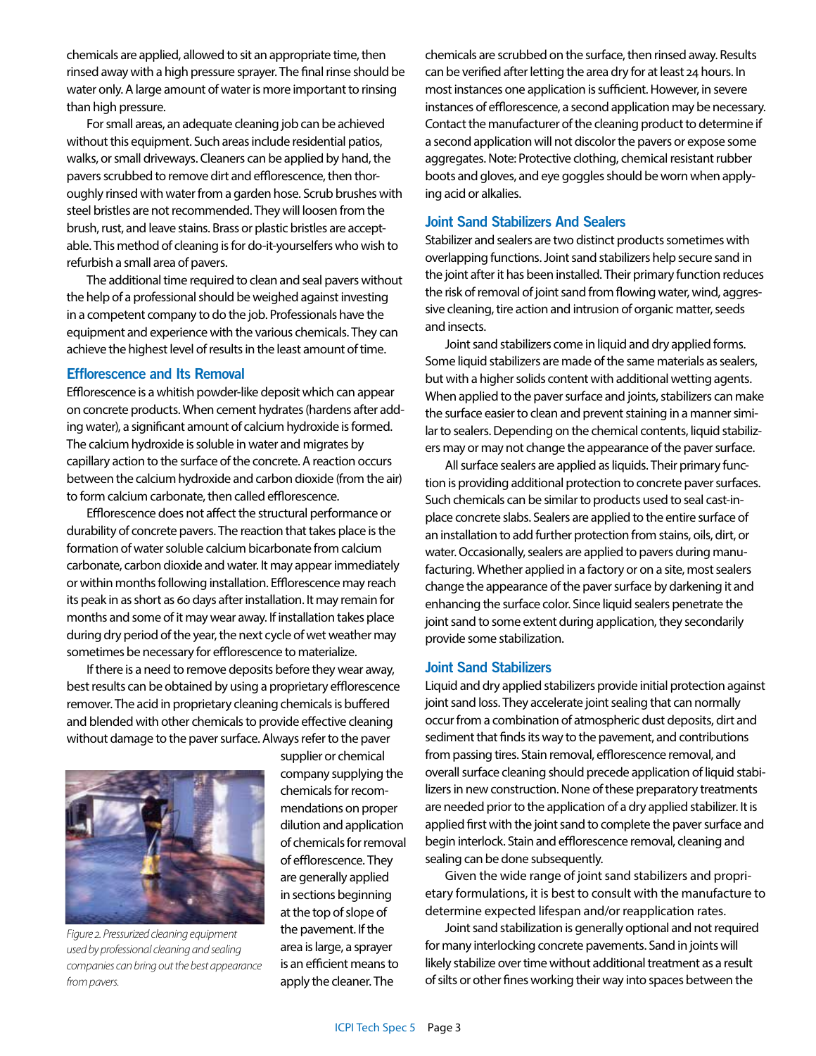chemicals are applied, allowed to sit an appropriate time, then rinsed away with a high pressure sprayer. The final rinse should be water only. A large amount of water is more important to rinsing than high pressure.

For small areas, an adequate cleaning job can be achieved without this equipment. Such areas include residential patios, walks, or small driveways. Cleaners can be applied by hand, the pavers scrubbed to remove dirt and efflorescence, then thoroughly rinsed with water from a garden hose. Scrub brushes with steel bristles are not recommended. They will loosen from the brush, rust, and leave stains. Brass or plastic bristles are acceptable. This method of cleaning is for do-it-yourselfers who wish to refurbish a small area of pavers.

The additional time required to clean and seal pavers without the help of a professional should be weighed against investing in a competent company to do the job. Professionals have the equipment and experience with the various chemicals. They can achieve the highest level of results in the least amount of time.

### Efflorescence and Its Removal

Efflorescence is a whitish powder-like deposit which can appear on concrete products. When cement hydrates (hardens after adding water), a significant amount of calcium hydroxide is formed. The calcium hydroxide is soluble in water and migrates by capillary action to the surface of the concrete. A reaction occurs between the calcium hydroxide and carbon dioxide (from the air) to form calcium carbonate, then called efflorescence.

Efflorescence does not affect the structural performance or durability of concrete pavers. The reaction that takes place is the formation of water soluble calcium bicarbonate from calcium carbonate, carbon dioxide and water. It may appear immediately or within months following installation. Efflorescence may reach its peak in as short as 60 days after installation. It may remain for months and some of it may wear away. If installation takes place during dry period of the year, the next cycle of wet weather may sometimes be necessary for efflorescence to materialize.

If there is a need to remove deposits before they wear away, best results can be obtained by using a proprietary efflorescence remover. The acid in proprietary cleaning chemicals is buffered and blended with other chemicals to provide effective cleaning without damage to the paver surface. Always refer to the paver supplier or chemical company supplying the chemicals for recommendations on proper dilution and application of chemicals for removal of efflorescence. They are generally applied in sections beginning at the top of slope of the pavement. If the area is large, a sprayer is an efficient means to apply the cleaner. The chemicals are scrubbed on the surface, then rinsed away. Results can be verified after letting the area dry for at least 24 hours. In most instances one application is sufficient. However, in severe instances of efflorescence, a second application may be necessary. Contact the manufacturer of the cleaning product to determine if a second application will not discolor the pavers or expose some aggregates. Note: Protective clothing, chemical resistant rubber boots and gloves, and eye goggles should be worn when applying acid or alkalies.

*Figure 2. Pressurized cleaning equipment used by professional cleaning and sealing companies can bring out the best appearance from pavers.*

### Joint Sand Stabilizers And Sealers

Stabilizer and sealers are two distinct products sometimes with overlapping functions. Joint sand stabilizers help secure sand in the joint after it has been installed. Their primary function reduces the risk of removal of joint sand from flowing water, wind, aggressive cleaning, tire action and intrusion of organic matter, seeds and insects.

Joint sand stabilizers come in liquid and dry applied forms. Some liquid stabilizers are made of the same materials as sealers, but with a higher solids content with additional wetting agents. When applied to the paver surface and joints, stabilizers can make the surface easier to clean and prevent staining in a manner similar to sealers. Depending on the chemical contents, liquid stabilizers may or may not change the appearance of the paver surface.

All surface sealers are applied as liquids. Their primary function is providing additional protection to concrete paver surfaces. Such chemicals can be similar to products used to seal cast-in-place concrete slabs. Sealers are applied to the entire surface of an installation to add further protection from stains, oils, dirt, or water. Occasionally, sealers are applied to pavers during manufacturing. Whether applied in a factory or on a site, most sealers change the appearance of the paver surface by darkening it and enhancing the surface color. Since liquid sealers penetrate the joint sand to some extent during application, they secondarily provide some stabilization.

### Joint Sand Stabilizers

Liquid and dry applied stabilizers provide initial protection against joint sand loss. They accelerate joint sealing that can normally occur from a combination of atmospheric dust deposits, dirt and sediment that finds its way to the pavement, and contributions from passing tires. Stain removal, efflorescence removal, and overall surface cleaning should precede application of liquid stabilizers in new construction. None of these preparatory treatments are needed prior to the application of a dry applied stabilizer. It is applied first with the joint sand to complete the paver surface and begin interlock. Stain and efflorescence removal, cleaning and sealing can be done subsequently.

Given the wide range of joint sand stabilizers and proprietary formulations, it is best to consult with the manufacture to determine expected lifespan and/or reapplication rates.

Joint sand stabilization is generally optional and not required for many interlocking concrete pavements. Sand in joints will likely stabilize over time without additional treatment as a result of silts or other fines working their way into spaces between the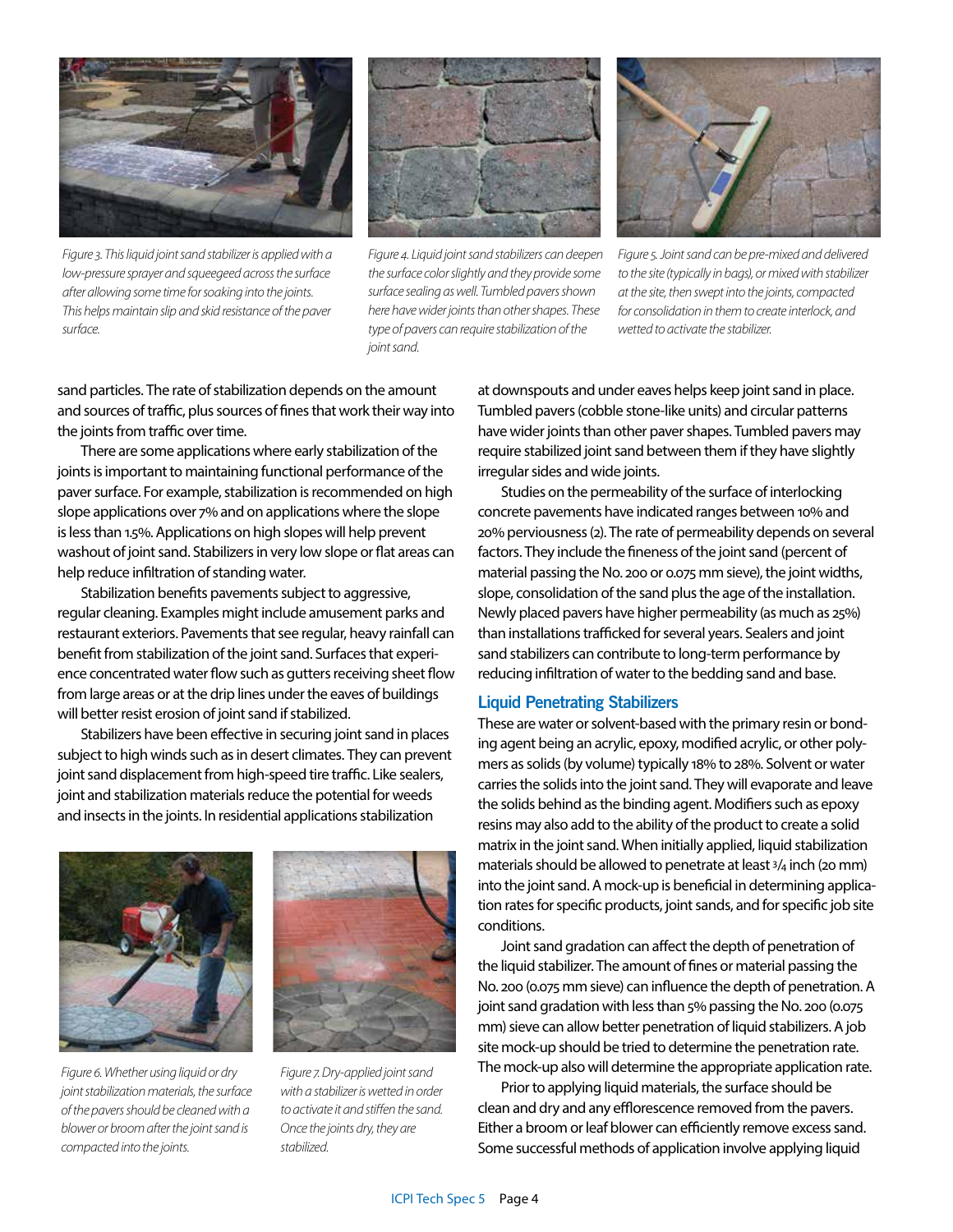*Figure 3. This liquid joint sand stabilizer is applied with a low-pressure sprayer and squeegeed across the surface after allowing some time for soaking into the joints. This helps maintain slip and skid resistance of the paver surface.*

*Figure 4. Liquid joint sand stabilizers can deepen the surface color slightly and they provide some surface sealing as well. Tumbled pavers shown here have wider joints than other shapes. These type of pavers can require stabilization of the joint sand.*

*Figure 5. Joint sand can be pre-mixed and delivered to the site (typically in bags), or mixed with stabilizer at the site, then swept into the joints, compacted for consolidation in them to create interlock, and wetted to activate the stabilizer.*

sand particles. The rate of stabilization depends on the amount and sources of traffic, plus sources of fines that work their way into the joints from traffic over time.

There are some applications where early stabilization of the joints is important to maintaining functional performance of the paver surface. For example, stabilization is recommended on high slope applications over 7% and on applications where the slope is less than 1.5%. Applications on high slopes will help prevent washout of joint sand. Stabilizers in very low slope or flat areas can help reduce infiltration of standing water.

Stabilization benefits pavements subject to aggressive, regular cleaning. Examples might include amusement parks and restaurant exteriors. Pavements that see regular, heavy rainfall can benefit from stabilization of the joint sand. Surfaces that experience concentrated water flow such as gutters receiving sheet flow from large areas or at the drip lines under the eaves of buildings will better resist erosion of joint sand if stabilized.

Stabilizers have been effective in securing joint sand in places subject to high winds such as in desert climates. They can prevent joint sand displacement from high-speed tire traffic. Like sealers, joint and stabilization materials reduce the potential for weeds and insects in the joints. In residential applications stabilization at downspouts and under eaves helps keep joint sand in place. Tumbled pavers (cobble stone-like units) and circular patterns have wider joints than other paver shapes. Tumbled pavers may require stabilized joint sand between them if they have slightly irregular sides and wide joints.

*Figure 6. Whether using liquid or dry joint stabilization materials, the surface of the pavers should be cleaned with a blower or broom after the joint sand is compacted into the joints.*

*Figure 7. Dry-applied joint sand with a stabilizer is wetted in order to activate it and stiffen the sand. Once the joints dry, they are stabilized.*

Studies on the permeability of the surface of interlocking concrete pavements have indicated ranges between 10% and 20% perviousness (2). The rate of permeability depends on several factors. They include the fineness of the joint sand (percent of material passing the No. 200 or 0.075 mm sieve), the joint widths, slope, consolidation of the sand plus the age of the installation. Newly placed pavers have higher permeability (as much as 25%) than installations trafficked for several years. Sealers and joint sand stabilizers can contribute to long-term performance by reducing infiltration of water to the bedding sand and base.

## Liquid Penetrating Stabilizers

These are water or solvent-based with the primary resin or bonding agent being an acrylic, epoxy, modified acrylic, or other polymers as solids (by volume) typically 18% to 28%. Solvent or water carries the solids into the joint sand. They will evaporate and leave the solids behind as the binding agent. Modifiers such as epoxy resins may also add to the ability of the product to create a solid matrix in the joint sand. When initially applied, liquid stabilization materials should be allowed to penetrate at least 3/4 inch (20 mm) into the joint sand. A mock-up is beneficial in determining application rates for specific products, joint sands, and for specific job site conditions.

Joint sand gradation can affect the depth of penetration of the liquid stabilizer. The amount of fines or material passing the No. 200 (0.075 mm sieve) can influence the depth of penetration. A joint sand gradation with less than 5% passing the No. 200 (0.075 mm) sieve can allow better penetration of liquid stabilizers. A job site mock-up should be tried to determine the penetration rate. The mock-up also will determine the appropriate application rate.

Prior to applying liquid materials, the surface should be clean and dry and any efflorescence removed from the pavers. Either a broom or leaf blower can efficiently remove excess sand. Some successful methods of application involve applying liquid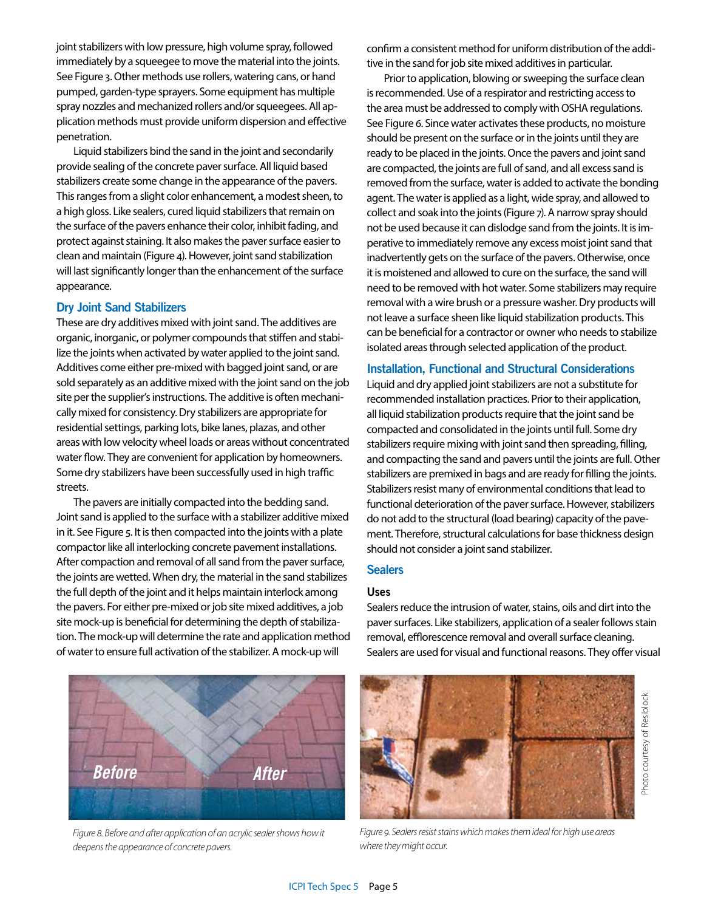joint stabilizers with low pressure, high volume spray, followed immediately by a squeegee to move the material into the joints. See Figure 3. Other methods use rollers, watering cans, or hand pumped, garden-type sprayers. Some equipment has multiple spray nozzles and mechanized rollers and/or squeegees. All application methods must provide uniform dispersion and effective penetration.

Liquid stabilizers bind the sand in the joint and secondarily provide sealing of the concrete paver surface. All liquid based stabilizers create some change in the appearance of the pavers. This ranges from a slight color enhancement, a modest sheen, to a high gloss. Like sealers, cured liquid stabilizers that remain on the surface of the pavers enhance their color, inhibit fading, and protect against staining. It also makes the paver surface easier to clean and maintain (Figure 4). However, joint sand stabilization will last significantly longer than the enhancement of the surface appearance.

### Dry Joint Sand Stabilizers

These are dry additives mixed with joint sand. The additives are organic, inorganic, or polymer compounds that stiffen and stabilize the joints when activated by water applied to the joint sand. Additives come either pre-mixed with bagged joint sand, or are sold separately as an additive mixed with the joint sand on the job site per the supplier's instructions. The additive is often mechanically mixed for consistency. Dry stabilizers are appropriate for residential settings, parking lots, bike lanes, plazas, and other areas with low velocity wheel loads or areas without concentrated water flow. They are convenient for application by homeowners. Some dry stabilizers have been successfully used in high traffic streets.

The pavers are initially compacted into the bedding sand. Joint sand is applied to the surface with a stabilizer additive mixed in it. See Figure 5. It is then compacted into the joints with a plate compactor like all interlocking concrete pavement installations. After compaction and removal of all sand from the paver surface, the joints are wetted. When dry, the material in the sand stabilizes the full depth of the joint and it helps maintain interlock among the pavers. For either pre-mixed or job site mixed additives, a job site mock-up is beneficial for determining the depth of stabilization. The mock-up will determine the rate and application method of water to ensure full activation of the stabilizer. A mock-up will confirm a consistent method for uniform distribution of the additive in the sand for job site mixed additives in particular.

Prior to application, blowing or sweeping the surface clean is recommended. Use of a respirator and restricting access to the area must be addressed to comply with OSHA regulations. See Figure 6. Since water activates these products, no moisture should be present on the surface or in the joints until they are ready to be placed in the joints. Once the pavers and joint sand are compacted, the joints are full of sand, and all excess sand is removed from the surface, water is added to activate the bonding agent. The water is applied as a light, wide spray, and allowed to collect and soak into the joints (Figure 7). A narrow spray should not be used because it can dislodge sand from the joints. It is imperative to immediately remove any excess moist joint sand that inadvertently gets on the surface of the pavers. Otherwise, once it is moistened and allowed to cure on the surface, the sand will need to be removed with hot water. Some stabilizers may require removal with a wire brush or a pressure washer. Dry products will not leave a surface sheen like liquid stabilization products. This can be beneficial for a contractor or owner who needs to stabilize isolated areas through selected application of the product.

### Installation, Functional and Structural Considerations

Liquid and dry applied joint stabilizers are not a substitute for recommended installation practices. Prior to their application, all liquid stabilization products require that the joint sand be compacted and consolidated in the joints until full. Some dry stabilizers require mixing with joint sand then spreading, filling, and compacting the sand and pavers until the joints are full. Other stabilizers are premixed in bags and are ready for filling the joints. Stabilizers resist many of environmental conditions that lead to functional deterioration of the paver surface. However, stabilizers do not add to the structural (load bearing) capacity of the pavement. Therefore, structural calculations for base thickness design should not consider a joint sand stabilizer.

## Sealers

### Uses

Sealers reduce the intrusion of water, stains, oils and dirt into the paver surfaces. Like stabilizers, application of a sealer follows stain removal, efflorescence removal and overall surface cleaning. Sealers are used for visual and functional reasons. They offer visual

*Figure 8. Before and after application of an acrylic sealer shows how it deepens the appearance of concrete pavers.*

Photo courtesy of Resiblock

*Figure 9. Sealers resist stains which makes them ideal for high use areas where they might occur.*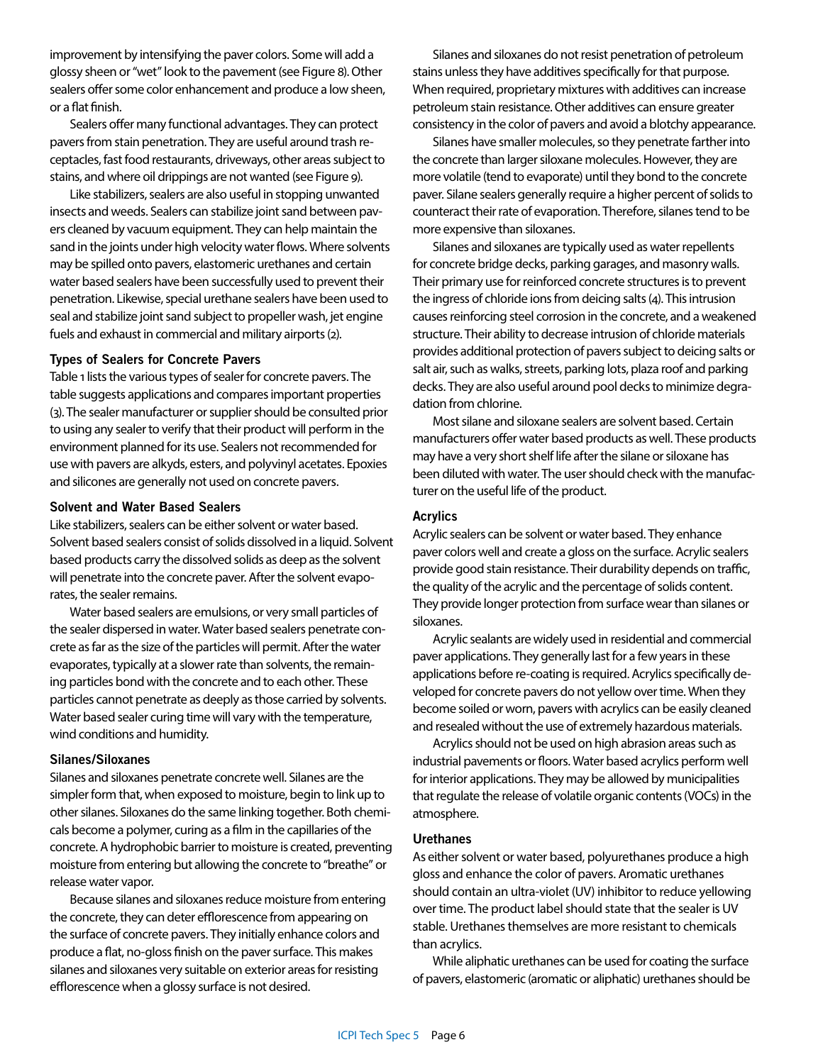improvement by intensifying the paver colors. Some will add a glossy sheen or "wet" look to the pavement (see Figure 8). Other sealers offer some color enhancement and produce a low sheen, or a flat finish.

Sealers offer many functional advantages. They can protect pavers from stain penetration. They are useful around trash receptacles, fast food restaurants, driveways, other areas subject to stains, and where oil drippings are not wanted (see Figure 9).

Like stabilizers, sealers are also useful in stopping unwanted insects and weeds. Sealers can stabilize joint sand between pavers cleaned by vacuum equipment. They can help maintain the sand in the joints under high velocity water flows. Where solvents may be spilled onto pavers, elastomeric urethanes and certain water based sealers have been successfully used to prevent their penetration. Likewise, special urethane sealers have been used to seal and stabilize joint sand subject to propeller wash, jet engine fuels and exhaust in commercial and military airports (2).

### Types of Sealers for Concrete Pavers

Table 1 lists the various types of sealer for concrete pavers. The table suggests applications and compares important properties (3). The sealer manufacturer or supplier should be consulted prior to using any sealer to verify that their product will perform in the environment planned for its use. Sealers not recommended for use with pavers are alkyds, esters, and polyvinyl acetates. Epoxies and silicones are generally not used on concrete pavers.

### Solvent and Water Based Sealers

Like stabilizers, sealers can be either solvent or water based. Solvent based sealers consist of solids dissolved in a liquid. Solvent based products carry the dissolved solids as deep as the solvent will penetrate into the concrete paver. After the solvent evaporates, the sealer remains.

Water based sealers are emulsions, or very small particles of the sealer dispersed in water. Water based sealers penetrate concrete as far as the size of the particles will permit. After the water evaporates, typically at a slower rate than solvents, the remaining particles bond with the concrete and to each other. These particles cannot penetrate as deeply as those carried by solvents. Water based sealer curing time will vary with the temperature, wind conditions and humidity.

### Silanes/Siloxanes

Silanes and siloxanes penetrate concrete well. Silanes are the simpler form that, when exposed to moisture, begin to link up to other silanes. Siloxanes do the same linking together. Both chemicals become a polymer, curing as a film in the capillaries of the concrete. A hydrophobic barrier to moisture is created, preventing moisture from entering but allowing the concrete to "breathe" or release water vapor.

Because silanes and siloxanes reduce moisture from entering the concrete, they can deter efflorescence from appearing on the surface of concrete pavers. They initially enhance colors and produce a flat, no-gloss finish on the paver surface. This makes silanes and siloxanes very suitable on exterior areas for resisting efflorescence when a glossy surface is not desired.

Silanes and siloxanes do not resist penetration of petroleum stains unless they have additives specifically for that purpose. When required, proprietary mixtures with additives can increase petroleum stain resistance. Other additives can ensure greater consistency in the color of pavers and avoid a blotchy appearance.

Silanes have smaller molecules, so they penetrate farther into the concrete than larger siloxane molecules. However, they are more volatile (tend to evaporate) until they bond to the concrete paver. Silane sealers generally require a higher percent of solids to counteract their rate of evaporation. Therefore, silanes tend to be more expensive than siloxanes.

Silanes and siloxanes are typically used as water repellents for concrete bridge decks, parking garages, and masonry walls. Their primary use for reinforced concrete structures is to prevent the ingress of chloride ions from deicing salts (4). This intrusion causes reinforcing steel corrosion in the concrete, and a weakened structure. Their ability to decrease intrusion of chloride materials provides additional protection of pavers subject to deicing salts or salt air, such as walks, streets, parking lots, plaza roof and parking decks. They are also useful around pool decks to minimize degradation from chlorine.

Most silane and siloxane sealers are solvent based. Certain manufacturers offer water based products as well. These products may have a very short shelf life after the silane or siloxane has been diluted with water. The user should check with the manufacturer on the useful life of the product.

### Acrylics

Acrylic sealers can be solvent or water based. They enhance paver colors well and create a gloss on the surface. Acrylic sealers provide good stain resistance. Their durability depends on traffic, the quality of the acrylic and the percentage of solids content. They provide longer protection from surface wear than silanes or siloxanes.

Acrylic sealants are widely used in residential and commercial paver applications. They generally last for a few years in these applications before re-coating is required. Acrylics specifically developed for concrete pavers do not yellow over time. When they become soiled or worn, pavers with acrylics can be easily cleaned and resealed without the use of extremely hazardous materials.

Acrylics should not be used on high abrasion areas such as industrial pavements or floors. Water based acrylics perform well for interior applications. They may be allowed by municipalities that regulate the release of volatile organic contents (VOCs) in the atmosphere.

### Urethanes

As either solvent or water based, polyurethanes produce a high gloss and enhance the color of pavers. Aromatic urethanes should contain an ultra-violet (UV) inhibitor to reduce yellowing over time. The product label should state that the sealer is UV stable. Urethanes themselves are more resistant to chemicals than acrylics.

While aliphatic urethanes can be used for coating the surface of pavers, elastomeric (aromatic or aliphatic) urethanes should be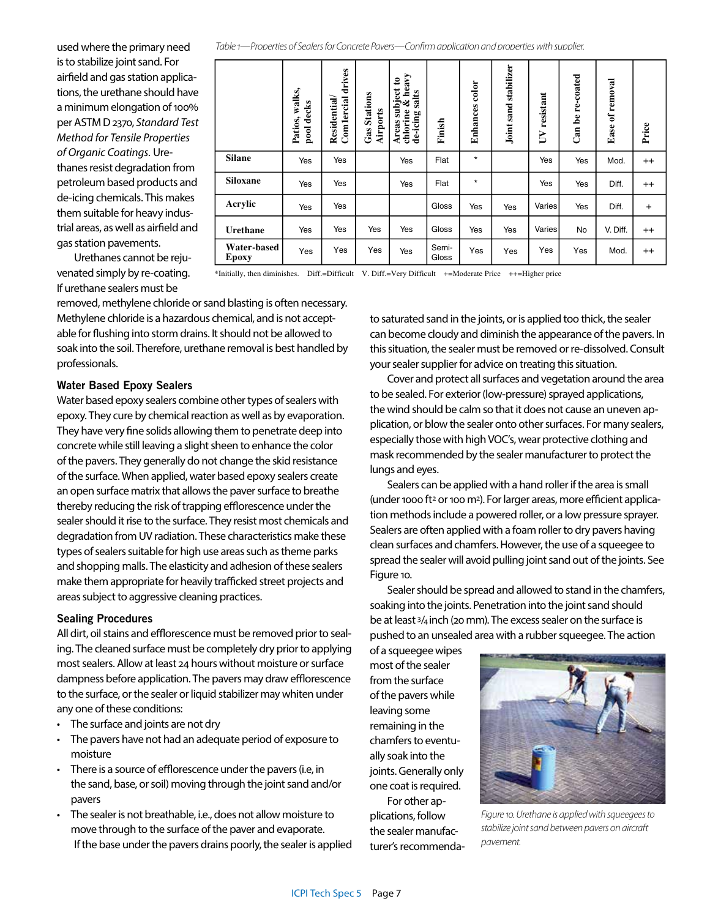used where the primary need is to stabilize joint sand. For airfield and gas station applications, the urethane should have a minimum elongation of 100% per ASTM D 2370, *Standard Test Method for Tensile Properties of Organic Coatings*. Urethanes resist degradation from petroleum based products and de-icing chemicals. This makes them suitable for heavy industrial areas, as well as airfield and gas station pavements.

Urethanes cannot be rejuvenated simply by re-coating. If urethane sealers must be removed, methylene chloride or sand blasting is often necessary. Methylene chloride is a hazardous chemical, and is not acceptable for flushing into storm drains. It should not be allowed to soak into the soil. Therefore, urethane removal is best handled by professionals.

*Table 1—Properties of Sealers for Concrete Pavers—Confirm application and properties with supplier.*

| | Patios, walks, pool decks | Residential/ Comercial drives | Gas Stations Airports | Areas subject to chlorine & heavy de-icing salts | Finish | Enhances color | Joint sand stabilizer | UV resistant | Can be re-coated | Ease of removal | Price |
|---|---|---|---|---|---|---|---|---|---|---|---|
| **Silane** | Yes | Yes | | Yes | Flat | * | | Yes | Yes | Mod. | ++ |
| **Siloxane** | Yes | Yes | | Yes | Flat | * | | Yes | Yes | Diff. | ++ |
| **Acrylic** | Yes | Yes | | | Gloss | Yes | Yes | Varies | Yes | Diff. | + |
| **Urethane** | Yes | Yes | Yes | Yes | Gloss | Yes | Yes | Varies | No | V. Diff. | ++ |
| **Water-based Epoxy** | Yes | Yes | Yes | Yes | Semi-Gloss | Yes | Yes | Yes | Yes | Mod. | ++ |

*Initially, then diminishes. Diff.=Difficult V. Diff.=Very Difficult +=Moderate Price ++=Higher price

### Water Based Epoxy Sealers

Water based epoxy sealers combine other types of sealers with epoxy. They cure by chemical reaction as well as by evaporation. They have very fine solids allowing them to penetrate deep into concrete while still leaving a slight sheen to enhance the color of the pavers. They generally do not change the skid resistance of the surface. When applied, water based epoxy sealers create an open surface matrix that allows the paver surface to breathe thereby reducing the risk of trapping efflorescence under the sealer should it rise to the surface. They resist most chemicals and degradation from UV radiation. These characteristics make these types of sealers suitable for high use areas such as theme parks and shopping malls. The elasticity and adhesion of these sealers make them appropriate for heavily trafficked street projects and areas subject to aggressive cleaning practices.

### Sealing Procedures

All dirt, oil stains and efflorescence must be removed prior to sealing. The cleaned surface must be completely dry prior to applying most sealers. Allow at least 24 hours without moisture or surface dampness before application. The pavers may draw efflorescence to the surface, or the sealer or liquid stabilizer may whiten under any one of these conditions:

- The surface and joints are not dry
- The pavers have not had an adequate period of exposure to moisture
- There is a source of efflorescence under the pavers (i.e, in the sand, base, or soil) moving through the joint sand and/or pavers
- The sealer is not breathable, i.e., does not allow moisture to move through to the surface of the paver and evaporate.

If the base under the pavers drains poorly, the sealer is applied to saturated sand in the joints, or is applied too thick, the sealer can become cloudy and diminish the appearance of the pavers. In this situation, the sealer must be removed or re-dissolved. Consult your sealer supplier for advice on treating this situation.

Cover and protect all surfaces and vegetation around the area to be sealed. For exterior (low-pressure) sprayed applications, the wind should be calm so that it does not cause an uneven application, or blow the sealer onto other surfaces. For many sealers, especially those with high VOC's, wear protective clothing and mask recommended by the sealer manufacturer to protect the lungs and eyes.

Sealers can be applied with a hand roller if the area is small (under 1000 ft² or 100 m²). For larger areas, more efficient application methods include a powered roller, or a low pressure sprayer. Sealers are often applied with a foam roller to dry pavers having clean surfaces and chamfers. However, the use of a squeegee to spread the sealer will avoid pulling joint sand out of the joints. See Figure 10.

Sealer should be spread and allowed to stand in the chamfers, soaking into the joints. Penetration into the joint sand should be at least 3/4 inch (20 mm). The excess sealer on the surface is pushed to an unsealed area with a rubber squeegee. The action of a squeegee wipes most of the sealer from the surface of the pavers while leaving some remaining in the chamfers to eventually soak into the joints. Generally only one coat is required.

*Figure 10. Urethane is applied with squeegees to stabilize joint sand between pavers on aircraft pavement.*

For other applications, follow the sealer manufacturer's recommenda-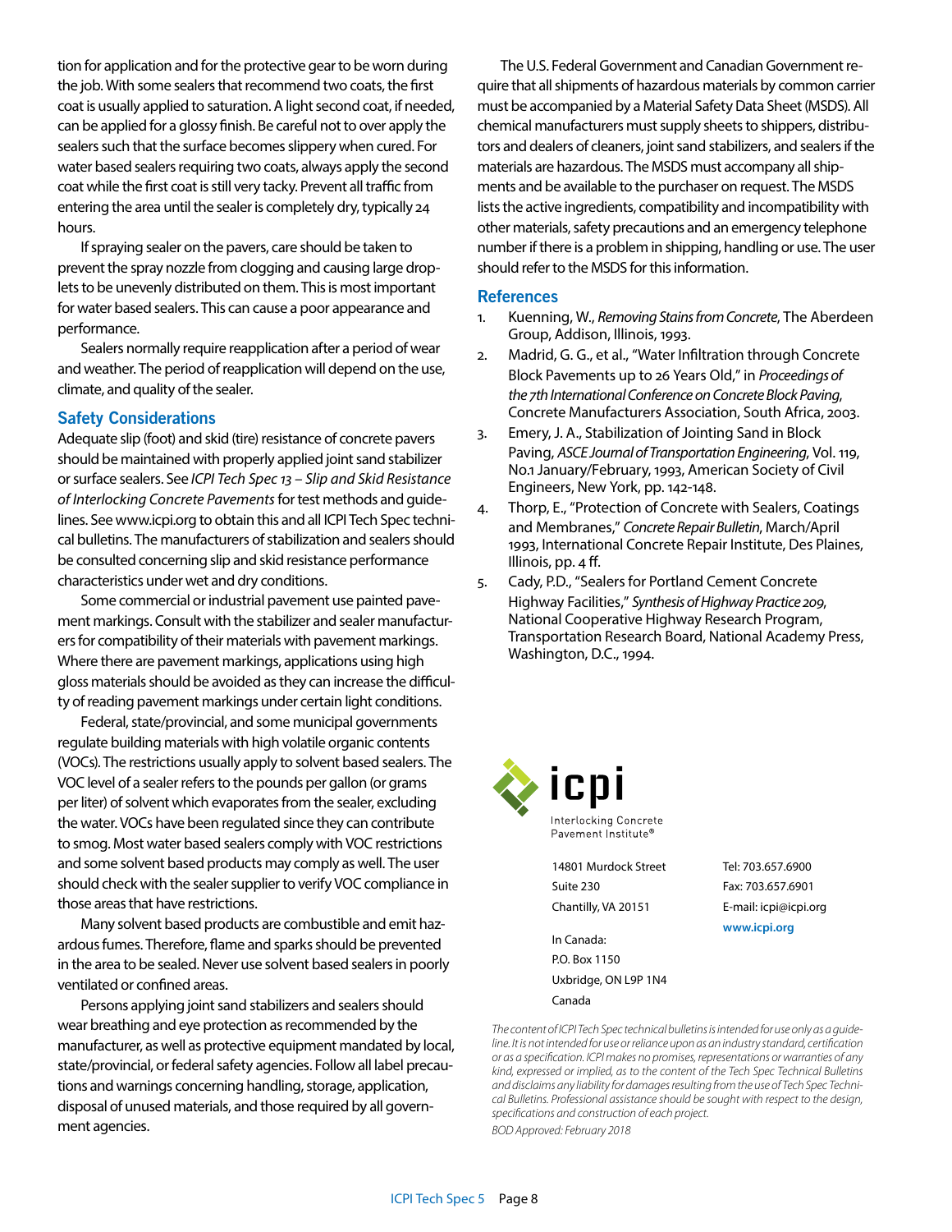tion for application and for the protective gear to be worn during the job. With some sealers that recommend two coats, the first coat is usually applied to saturation. A light second coat, if needed, can be applied for a glossy finish. Be careful not to over apply the sealers such that the surface becomes slippery when cured. For water based sealers requiring two coats, always apply the second coat while the first coat is still very tacky. Prevent all traffic from entering the area until the sealer is completely dry, typically 24 hours.

If spraying sealer on the pavers, care should be taken to prevent the spray nozzle from clogging and causing large droplets to be unevenly distributed on them. This is most important for water based sealers. This can cause a poor appearance and performance.

Sealers normally require reapplication after a period of wear and weather. The period of reapplication will depend on the use, climate, and quality of the sealer.

## Safety Considerations

Adequate slip (foot) and skid (tire) resistance of concrete pavers should be maintained with properly applied joint sand stabilizer or surface sealers. See *ICPI Tech Spec 13 – Slip and Skid Resistance of Interlocking Concrete Pavements* for test methods and guidelines. See www.icpi.org to obtain this and all ICPI Tech Spec technical bulletins. The manufacturers of stabilization and sealers should be consulted concerning slip and skid resistance performance characteristics under wet and dry conditions.

Some commercial or industrial pavement use painted pavement markings. Consult with the stabilizer and sealer manufacturers for compatibility of their materials with pavement markings. Where there are pavement markings, applications using high gloss materials should be avoided as they can increase the difficulty of reading pavement markings under certain light conditions.

Federal, state/provincial, and some municipal governments regulate building materials with high volatile organic contents (VOCs). The restrictions usually apply to solvent based sealers. The VOC level of a sealer refers to the pounds per gallon (or grams per liter) of solvent which evaporates from the sealer, excluding the water. VOCs have been regulated since they can contribute to smog. Most water based sealers comply with VOC restrictions and some solvent based products may comply as well. The user should check with the sealer supplier to verify VOC compliance in those areas that have restrictions.

Many solvent based products are combustible and emit hazardous fumes. Therefore, flame and sparks should be prevented in the area to be sealed. Never use solvent based sealers in poorly ventilated or confined areas.

Persons applying joint sand stabilizers and sealers should wear breathing and eye protection as recommended by the manufacturer, as well as protective equipment mandated by local, state/provincial, or federal safety agencies. Follow all label precautions and warnings concerning handling, storage, application, disposal of unused materials, and those required by all government agencies.

The U.S. Federal Government and Canadian Government require that all shipments of hazardous materials by common carrier must be accompanied by a Material Safety Data Sheet (MSDS). All chemical manufacturers must supply sheets to shippers, distributors and dealers of cleaners, joint sand stabilizers, and sealers if the materials are hazardous. The MSDS must accompany all shipments and be available to the purchaser on request. The MSDS lists the active ingredients, compatibility and incompatibility with other materials, safety precautions and an emergency telephone number if there is a problem in shipping, handling or use. The user should refer to the MSDS for this information.

## References

1. Kuenning, W., *Removing Stains from Concrete*, The Aberdeen Group, Addison, Illinois, 1993.
2. Madrid, G. G., et al., "Water Infiltration through Concrete Block Pavements up to 26 Years Old," in *Proceedings of the 7th International Conference on Concrete Block Paving*, Concrete Manufacturers Association, South Africa, 2003.
3. Emery, J. A., Stabilization of Jointing Sand in Block Paving, *ASCE Journal of Transportation Engineering*, Vol. 119, No.1 January/February, 1993, American Society of Civil Engineers, New York, pp. 142-148.
4. Thorp, E., "Protection of Concrete with Sealers, Coatings and Membranes," *Concrete Repair Bulletin*, March/April 1993, International Concrete Repair Institute, Des Plaines, Illinois, pp. 4 ff.
5. Cady, P.D., "Sealers for Portland Cement Concrete Highway Facilities," *Synthesis of Highway Practice 209*, National Cooperative Highway Research Program, Transportation Research Board, National Academy Press, Washington, D.C., 1994.

icpi

Interlocking Concrete Pavement Institute®

14801 Murdock Street
Suite 230
Chantilly, VA 20151

In Canada:
P.O. Box 1150
Uxbridge, ON L9P 1N4
Canada

Tel: 703.657.6900
Fax: 703.657.6901
E-mail: icpi@icpi.org
**www.icpi.org**

*The content of ICPI Tech Spec technical bulletins is intended for use only as a guideline. It is not intended for use or reliance upon as an industry standard, certification or as a specification. ICPI makes no promises, representations or warranties of any kind, expressed or implied, as to the content of the Tech Spec Technical Bulletins and disclaims any liability for damages resulting from the use of Tech Spec Technical Bulletins. Professional assistance should be sought with respect to the design, specifications and construction of each project.*

*BOD Approved: February 2018*